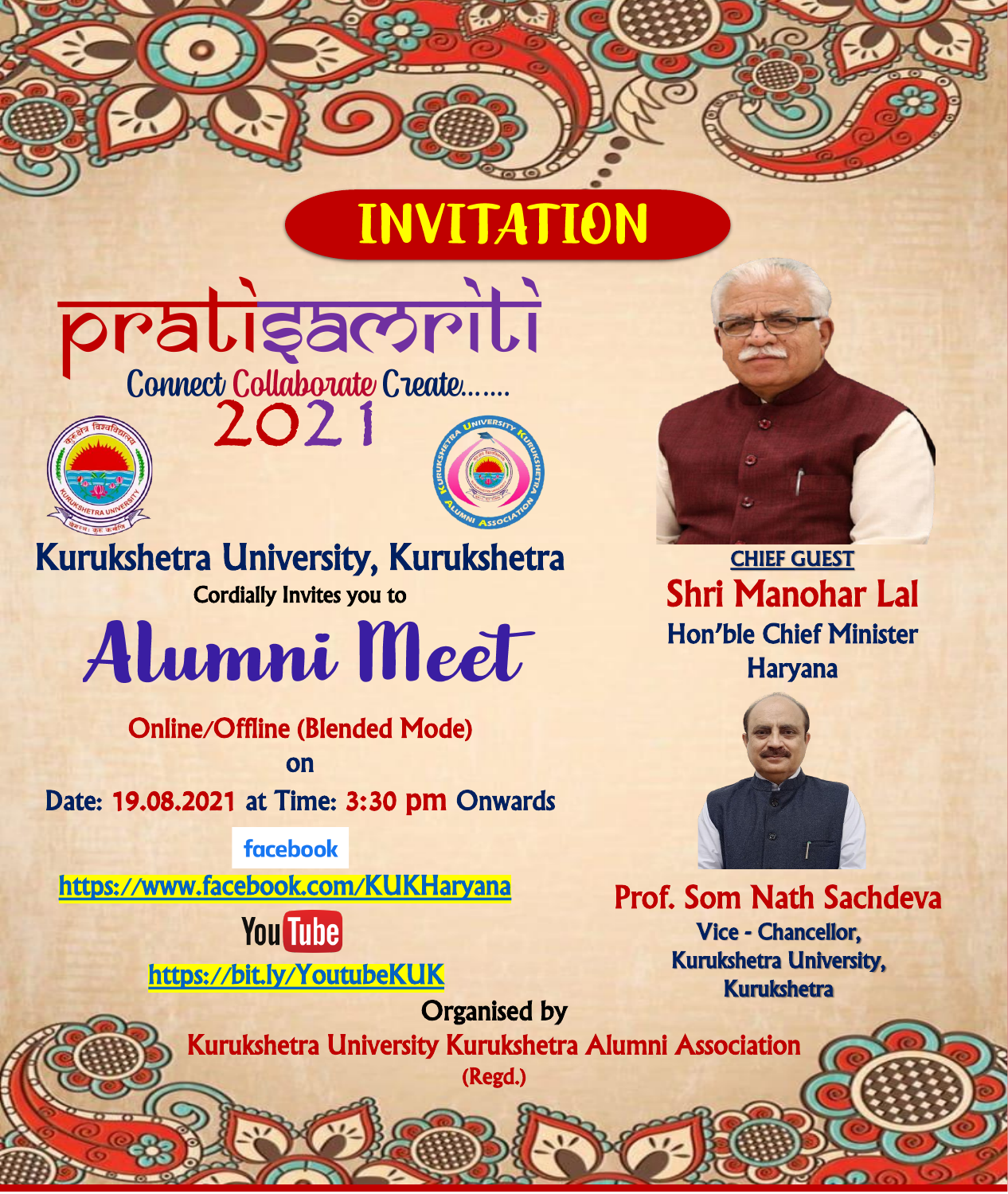# INVITATION

## pratisamriti

Connect Collaborate Create.......

2021

## Kurukshetra University, Kurukshetra

Cordially Invites you to

# Alumni Meet

Online/Offline (Blended Mode)

on

Date: 19.08.2021 at Time: 3:30 pm Onwards

facebook

https://www.facebook.com/KUKHaryana

YouTube

https://bit.ly/YoutubeKUK

CHIEF GUEST

**Shri Manohar Lal**

Hon'ble Chief Minister

Haryana

**Prof. Som Nath Sachdeva**

Vice - Chancellor,

Kurukshetra University,

Kurukshetra

Organised by

**Kurukshetra University Kurukshetra Alumni Association**

(Regd.)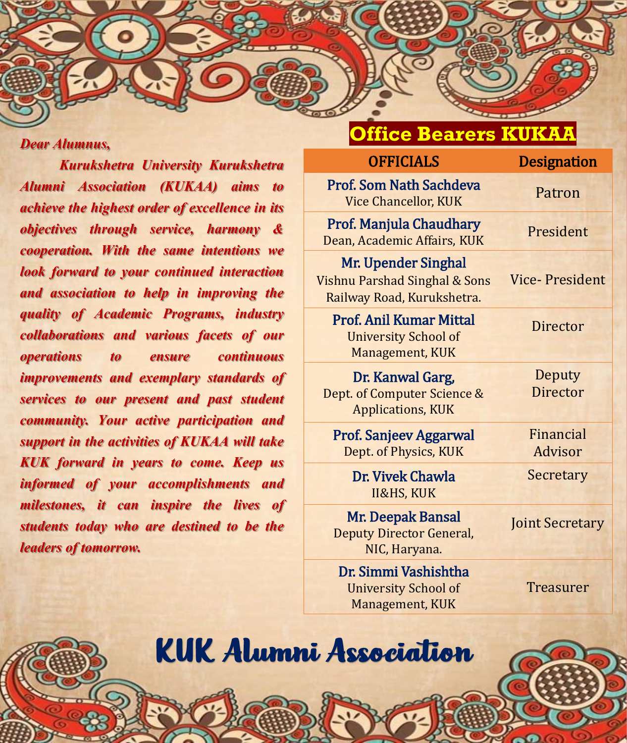*Dear Alumnus,*

***Kurukshetra University Kurukshetra Alumni Association (KUKAA) aims to achieve the highest order of excellence in its objectives through service, harmony & cooperation. With the same intentions we look forward to your continued interaction and association to help in improving the quality of Academic Programs, industry collaborations and various facets of our operations to ensure continuous improvements and exemplary standards of services to our present and past student community. Your active participation and support in the activities of KUKAA will take KUK forward in years to come. Keep us informed of your accomplishments and milestones, it can inspire the lives of students today who are destined to be the leaders of tomorrow.***

## Office Bearers KUKAA

| OFFICIALS | Designation |
| --- | --- |
| **Prof. Som Nath Sachdeva**<br>Vice Chancellor, KUK | Patron |
| **Prof. Manjula Chaudhary**<br>Dean, Academic Affairs, KUK | President |
| **Mr. Upender Singhal**<br>Vishnu Parshad Singhal & Sons Railway Road, Kurukshetra. | Vice- President |
| **Prof. Anil Kumar Mittal**<br>University School of Management, KUK | Director |
| **Dr. Kanwal Garg,**<br>Dept. of Computer Science & Applications, KUK | Deputy Director |
| **Prof. Sanjeev Aggarwal**<br>Dept. of Physics, KUK | Financial Advisor |
| **Dr. Vivek Chawla**<br>II&HS, KUK | Secretary |
| **Mr. Deepak Bansal**<br>Deputy Director General, NIC, Haryana. | Joint Secretary |
| **Dr. Simmi Vashishtha**<br>University School of Management, KUK | Treasurer |

# KUK Alumni Association